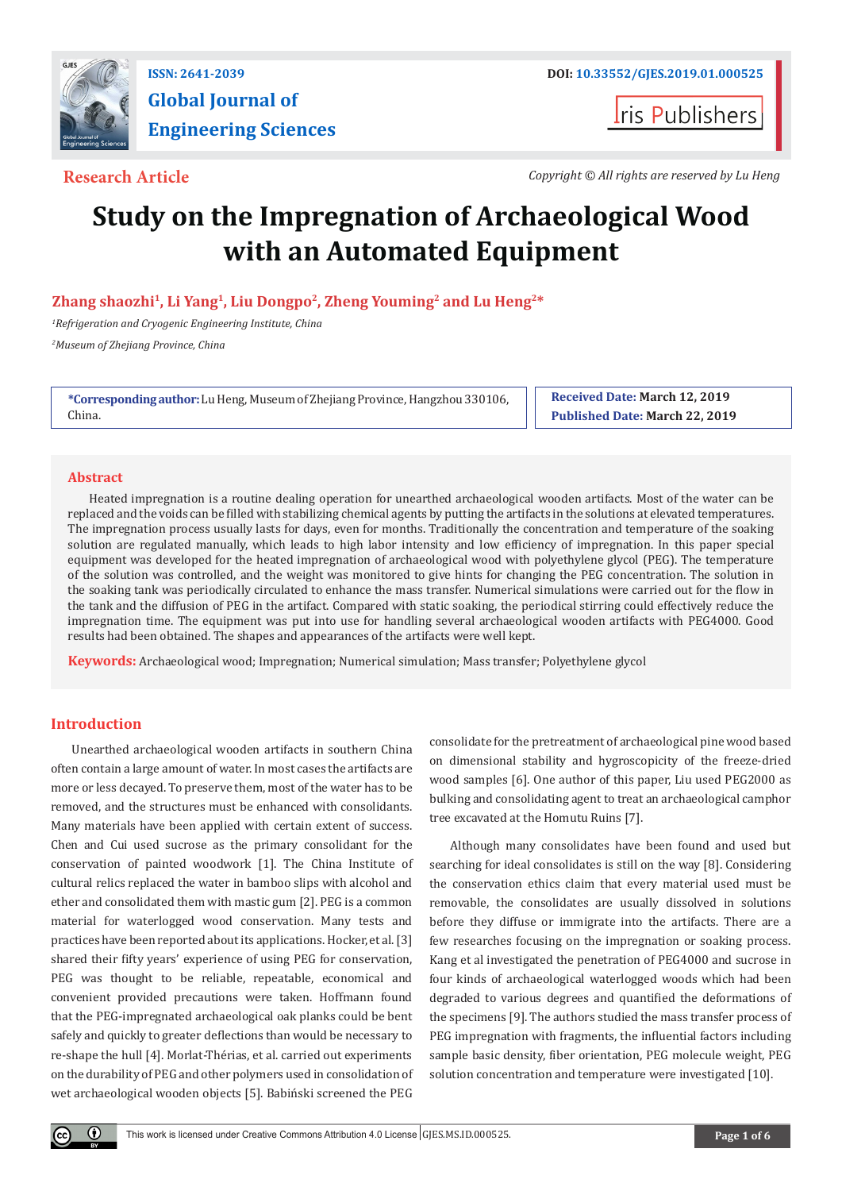ISSN: 2641-2039

DOI: 10.33552/GJES.2019.01.000525

**Global Journal of Engineering Sciences**

Iris Publishers

**Research Article**

*Copyright © All rights are reserved by Lu Heng*

# Study on the Impregnation of Archaeological Wood with an Automated Equipment

**Zhang shaozhi[1], Li Yang[1], Liu Dongpo[2], Zheng Youming[2] and Lu Heng[2]***

[1]*Refrigeration and Cryogenic Engineering Institute, China*

[2]*Museum of Zhejiang Province, China*

***Corresponding author:** Lu Heng, Museum of Zhejiang Province, Hangzhou 330106, China.

**Received Date:** March 12, 2019
**Published Date:** March 22, 2019

## Abstract

Heated impregnation is a routine dealing operation for unearthed archaeological wooden artifacts. Most of the water can be replaced and the voids can be filled with stabilizing chemical agents by putting the artifacts in the solutions at elevated temperatures. The impregnation process usually lasts for days, even for months. Traditionally the concentration and temperature of the soaking solution are regulated manually, which leads to high labor intensity and low efficiency of impregnation. In this paper special equipment was developed for the heated impregnation of archaeological wood with polyethylene glycol (PEG). The temperature of the solution was controlled, and the weight was monitored to give hints for changing the PEG concentration. The solution in the soaking tank was periodically circulated to enhance the mass transfer. Numerical simulations were carried out for the flow in the tank and the diffusion of PEG in the artifact. Compared with static soaking, the periodical stirring could effectively reduce the impregnation time. The equipment was put into use for handling several archaeological wooden artifacts with PEG4000. Good results had been obtained. The shapes and appearances of the artifacts were well kept.

**Keywords:** Archaeological wood; Impregnation; Numerical simulation; Mass transfer; Polyethylene glycol

## Introduction

Unearthed archaeological wooden artifacts in southern China often contain a large amount of water. In most cases the artifacts are more or less decayed. To preserve them, most of the water has to be removed, and the structures must be enhanced with consolidants. Many materials have been applied with certain extent of success. Chen and Cui used sucrose as the primary consolidant for the conservation of painted woodwork [1]. The China Institute of cultural relics replaced the water in bamboo slips with alcohol and ether and consolidated them with mastic gum [2]. PEG is a common material for waterlogged wood conservation. Many tests and practices have been reported about its applications. Hocker, et al. [3] shared their fifty years' experience of using PEG for conservation, PEG was thought to be reliable, repeatable, economical and convenient provided precautions were taken. Hoffmann found that the PEG-impregnated archaeological oak planks could be bent safely and quickly to greater deflections than would be necessary to re-shape the hull [4]. Morlat-Thérias, et al. carried out experiments on the durability of PEG and other polymers used in consolidation of wet archaeological wooden objects [5]. Babiński screened the PEG consolidate for the pretreatment of archaeological pine wood based on dimensional stability and hygroscopicity of the freeze-dried wood samples [6]. One author of this paper, Liu used PEG2000 as bulking and consolidating agent to treat an archaeological camphor tree excavated at the Homutu Ruins [7].

Although many consolidates have been found and used but searching for ideal consolidates is still on the way [8]. Considering the conservation ethics claim that every material used must be removable, the consolidates are usually dissolved in solutions before they diffuse or immigrate into the artifacts. There are a few researches focusing on the impregnation or soaking process. Kang et al investigated the penetration of PEG4000 and sucrose in four kinds of archaeological waterlogged woods which had been degraded to various degrees and quantified the deformations of the specimens [9]. The authors studied the mass transfer process of PEG impregnation with fragments, the influential factors including sample basic density, fiber orientation, PEG molecule weight, PEG solution concentration and temperature were investigated [10].

This work is licensed under Creative Commons Attribution 4.0 License GJES.MS.ID.000525.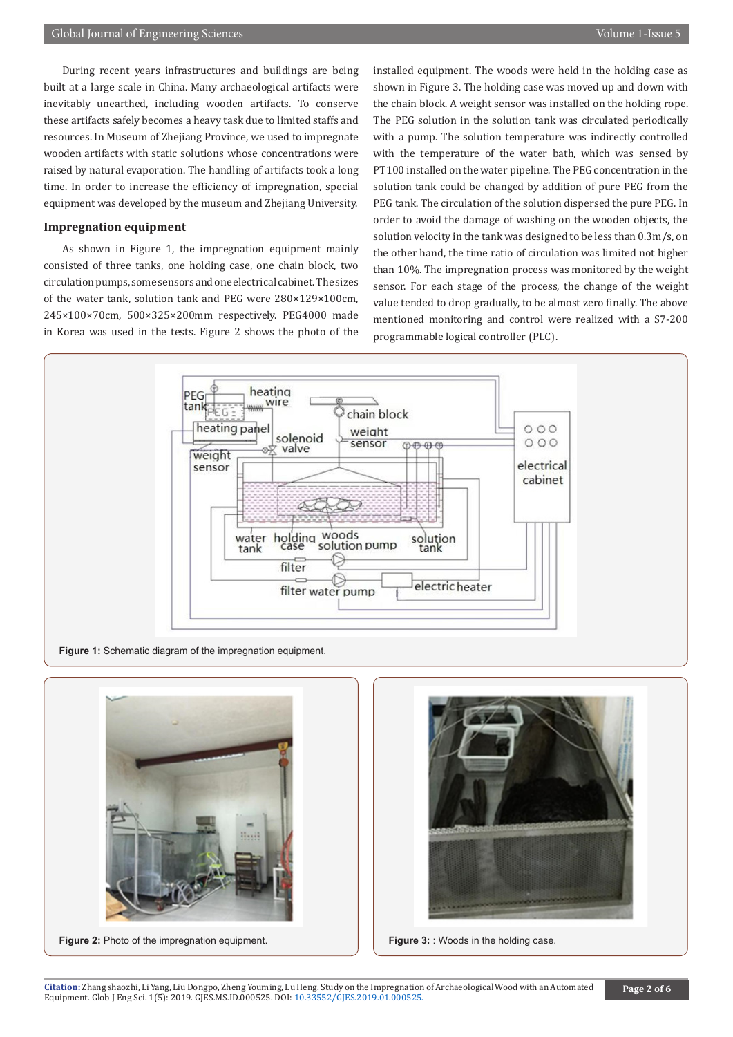During recent years infrastructures and buildings are being built at a large scale in China. Many archaeological artifacts were inevitably unearthed, including wooden artifacts. To conserve these artifacts safely becomes a heavy task due to limited staffs and resources. In Museum of Zhejiang Province, we used to impregnate wooden artifacts with static solutions whose concentrations were raised by natural evaporation. The handling of artifacts took a long time. In order to increase the efficiency of impregnation, special equipment was developed by the museum and Zhejiang University.

## Impregnation equipment

As shown in Figure 1, the impregnation equipment mainly consisted of three tanks, one holding case, one chain block, two circulation pumps, some sensors and one electrical cabinet. The sizes of the water tank, solution tank and PEG were 280×129×100cm, 245×100×70cm, 500×325×200mm respectively. PEG4000 made in Korea was used in the tests. Figure 2 shows the photo of the installed equipment. The woods were held in the holding case as shown in Figure 3. The holding case was moved up and down with the chain block. A weight sensor was installed on the holding rope. The PEG solution in the solution tank was circulated periodically with a pump. The solution temperature was indirectly controlled with the temperature of the water bath, which was sensed by PT100 installed on the water pipeline. The PEG concentration in the solution tank could be changed by addition of pure PEG from the PEG tank. The circulation of the solution dispersed the pure PEG. In order to avoid the damage of washing on the wooden objects, the solution velocity in the tank was designed to be less than 0.3m/s, on the other hand, the time ratio of circulation was limited not higher than 10%. The impregnation process was monitored by the weight sensor. For each stage of the process, the change of the weight value tended to drop gradually, to be almost zero finally. The above mentioned monitoring and control were realized with a S7-200 programmable logical controller (PLC).

**Figure 1:** Schematic diagram of the impregnation equipment.

**Figure 2:** Photo of the impregnation equipment.

**Figure 3:** : Woods in the holding case.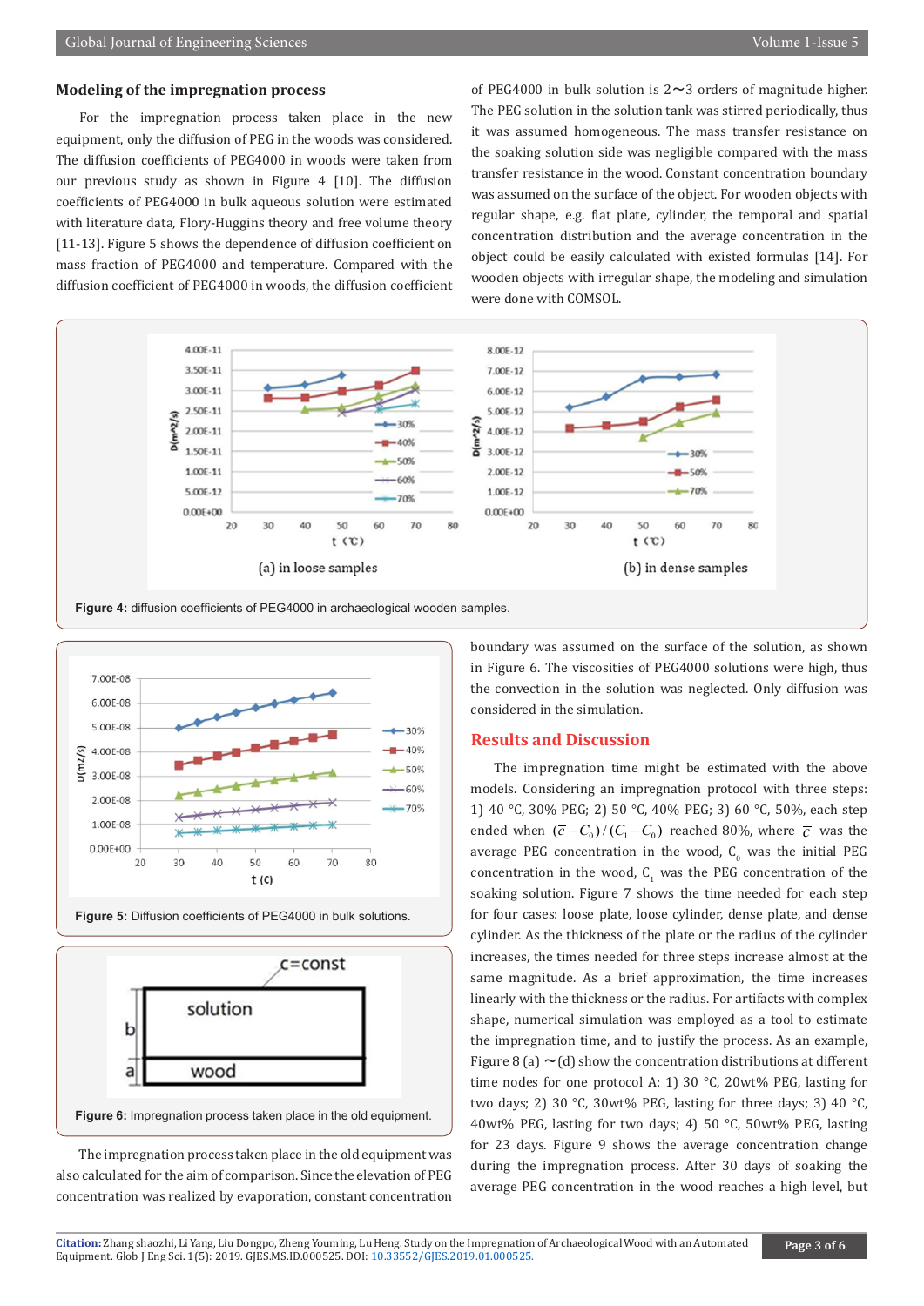## Modeling of the impregnation process

For the impregnation process taken place in the new equipment, only the diffusion of PEG in the woods was considered. The diffusion coefficients of PEG4000 in woods were taken from our previous study as shown in Figure 4 [10]. The diffusion coefficients of PEG4000 in bulk aqueous solution were estimated with literature data, Flory-Huggins theory and free volume theory [11-13]. Figure 5 shows the dependence of diffusion coefficient on mass fraction of PEG4000 and temperature. Compared with the diffusion coefficient of PEG4000 in woods, the diffusion coefficient of PEG4000 in bulk solution is 2~3 orders of magnitude higher. The PEG solution in the solution tank was stirred periodically, thus it was assumed homogeneous. The mass transfer resistance on the soaking solution side was negligible compared with the mass transfer resistance in the wood. Constant concentration boundary was assumed on the surface of the object. For wooden objects with regular shape, e.g. flat plate, cylinder, the temporal and spatial concentration distribution and the average concentration in the object could be easily calculated with existed formulas [14]. For wooden objects with irregular shape, the modeling and simulation were done with COMSOL.

**Figure 4:** diffusion coefficients of PEG4000 in archaeological wooden samples.

**Figure 5:** Diffusion coefficients of PEG4000 in bulk solutions.

**Figure 6:** Impregnation process taken place in the old equipment.

The impregnation process taken place in the old equipment was also calculated for the aim of comparison. Since the elevation of PEG concentration was realized by evaporation, constant concentration boundary was assumed on the surface of the solution, as shown in Figure 6. The viscosities of PEG4000 solutions were high, thus the convection in the solution was neglected. Only diffusion was considered in the simulation.

## Results and Discussion

The impregnation time might be estimated with the above models. Considering an impregnation protocol with three steps: 1) 40 °C, 30% PEG; 2) 50 °C, 40% PEG; 3) 60 °C, 50%, each step ended when $(\bar{c}-C_0)/(C_1-C_0)$ reached 80%, where $\bar{c}$ was the average PEG concentration in the wood, $C_0$ was the initial PEG concentration in the wood, $C_1$ was the PEG concentration of the soaking solution. Figure 7 shows the time needed for each step for four cases: loose plate, loose cylinder, dense plate, and dense cylinder. As the thickness of the plate or the radius of the cylinder increases, the times needed for three steps increase almost at the same magnitude. As a brief approximation, the time increases linearly with the thickness or the radius. For artifacts with complex shape, numerical simulation was employed as a tool to estimate the impregnation time, and to justify the process. As an example, Figure 8 (a) ~(d) show the concentration distributions at different time nodes for one protocol A: 1) 30 °C, 20wt% PEG, lasting for two days; 2) 30 °C, 30wt% PEG, lasting for three days; 3) 40 °C, 40wt% PEG, lasting for two days; 4) 50 °C, 50wt% PEG, lasting for 23 days. Figure 9 shows the average concentration change during the impregnation process. After 30 days of soaking the average PEG concentration in the wood reaches a high level, but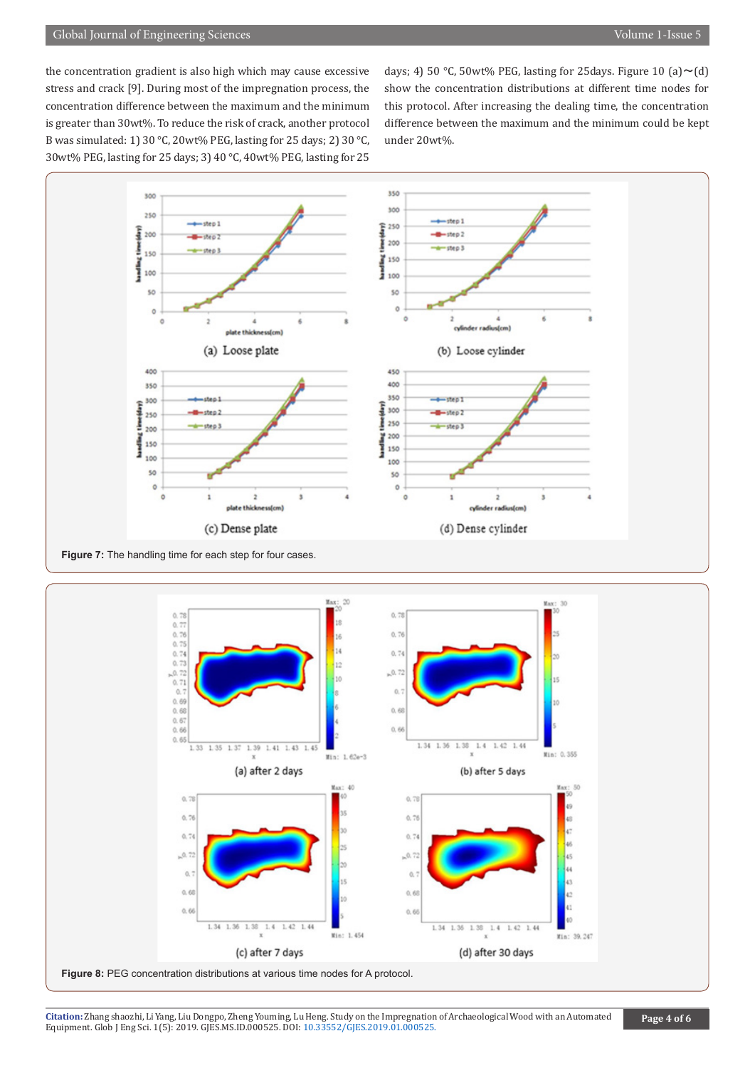the concentration gradient is also high which may cause excessive stress and crack [9]. During most of the impregnation process, the concentration difference between the maximum and the minimum is greater than 30wt%. To reduce the risk of crack, another protocol B was simulated: 1) 30 °C, 20wt% PEG, lasting for 25 days; 2) 30 °C, 30wt% PEG, lasting for 25 days; 3) 40 °C, 40wt% PEG, lasting for 25 days; 4) 50 °C, 50wt% PEG, lasting for 25days. Figure 10 (a)~(d) show the concentration distributions at different time nodes for this protocol. After increasing the dealing time, the concentration difference between the maximum and the minimum could be kept under 20wt%.

(a) Loose plate (b) Loose cylinder (c) Dense plate (d) Dense cylinder

**Figure 7:** The handling time for each step for four cases.

(a) after 2 days (b) after 5 days (c) after 7 days (d) after 30 days

**Figure 8:** PEG concentration distributions at various time nodes for A protocol.

**Citation:** Zhang shaozhi, Li Yang, Liu Dongpo, Zheng Youming, Lu Heng. Study on the Impregnation of Archaeological Wood with an Automated Equipment. Glob J Eng Sci. 1(5): 2019. GJES.MS.ID.000525. DOI: 10.33552/GJES.2019.01.000525.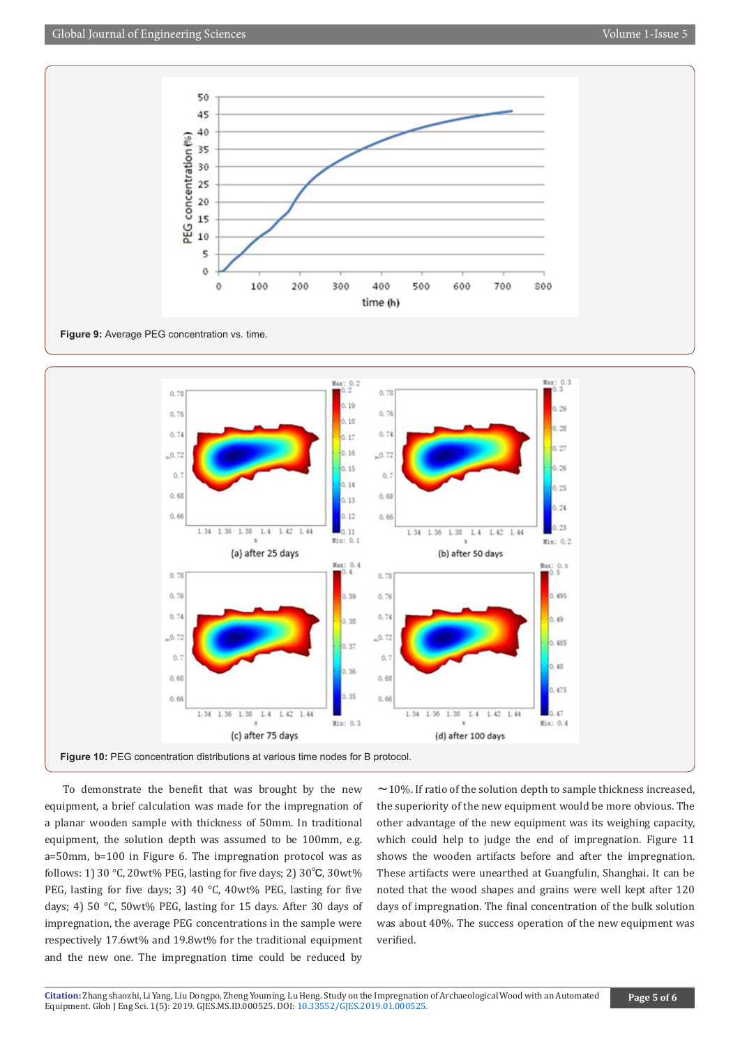Figure 9: Average PEG concentration vs. time.

Figure 10: PEG concentration distributions at various time nodes for B protocol.

To demonstrate the benefit that was brought by the new equipment, a brief calculation was made for the impregnation of a planar wooden sample with thickness of 50mm. In traditional equipment, the solution depth was assumed to be 100mm, e.g. a=50mm, b=100 in Figure 6. The impregnation protocol was as follows: 1) 30 °C, 20wt% PEG, lasting for five days; 2) 30℃, 30wt% PEG, lasting for five days; 3) 40 °C, 40wt% PEG, lasting for five days; 4) 50 °C, 50wt% PEG, lasting for 15 days. After 30 days of impregnation, the average PEG concentrations in the sample were respectively 17.6wt% and 19.8wt% for the traditional equipment and the new one. The impregnation time could be reduced by ~10%. If ratio of the solution depth to sample thickness increased, the superiority of the new equipment would be more obvious. The other advantage of the new equipment was its weighing capacity, which could help to judge the end of impregnation. Figure 11 shows the wooden artifacts before and after the impregnation. These artifacts were unearthed at Guangfulin, Shanghai. It can be noted that the wood shapes and grains were well kept after 120 days of impregnation. The final concentration of the bulk solution was about 40%. The success operation of the new equipment was verified.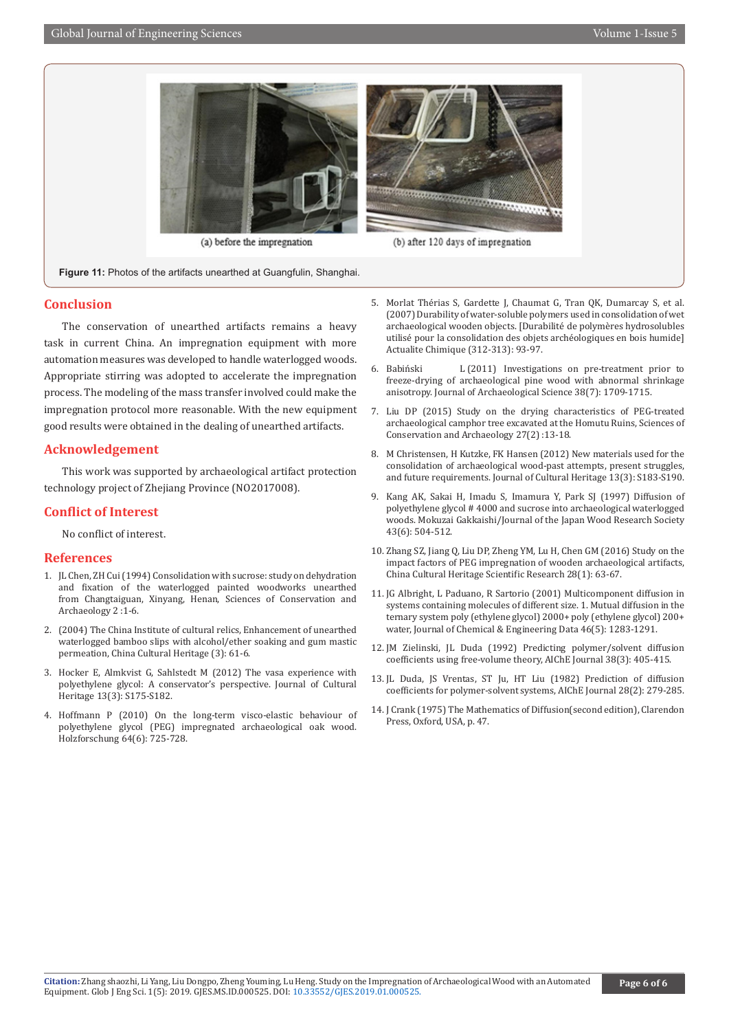(a) before the impregnation

(b) after 120 days of impregnation

**Figure 11:** Photos of the artifacts unearthed at Guangfulin, Shanghai.

## Conclusion

The conservation of unearthed artifacts remains a heavy task in current China. An impregnation equipment with more automation measures was developed to handle waterlogged woods. Appropriate stirring was adopted to accelerate the impregnation process. The modeling of the mass transfer involved could make the impregnation protocol more reasonable. With the new equipment good results were obtained in the dealing of unearthed artifacts.

## Acknowledgement

This work was supported by archaeological artifact protection technology project of Zhejiang Province (NO2017008).

## Conflict of Interest

No conflict of interest.

## References

1. JL Chen, ZH Cui (1994) Consolidation with sucrose: study on dehydration and fixation of the waterlogged painted woodworks unearthed from Changtaiguan, Xinyang, Henan, Sciences of Conservation and Archaeology 2 :1-6.
2. (2004) The China Institute of cultural relics, Enhancement of unearthed waterlogged bamboo slips with alcohol/ether soaking and gum mastic permeation, China Cultural Heritage (3): 61-6.
3. Hocker E, Almkvist G, Sahlstedt M (2012) The vasa experience with polyethylene glycol: A conservator's perspective. Journal of Cultural Heritage 13(3): S175-S182.
4. Hoffmann P (2010) On the long-term visco-elastic behaviour of polyethylene glycol (PEG) impregnated archaeological oak wood. Holzforschung 64(6): 725-728.
5. Morlat Thérias S, Gardette J, Chaumat G, Tran QK, Dumarcay S, et al. (2007) Durability of water-soluble polymers used in consolidation of wet archaeological wooden objects. [Durabilité de polymères hydrosolubles utilisé pour la consolidation des objets archéologiques en bois humide] Actualite Chimique (312-313): 93-97.
6. Babiński L (2011) Investigations on pre-treatment prior to freeze-drying of archaeological pine wood with abnormal shrinkage anisotropy. Journal of Archaeological Science 38(7): 1709-1715.
7. Liu DP (2015) Study on the drying characteristics of PEG-treated archaeological camphor tree excavated at the Homutu Ruins, Sciences of Conservation and Archaeology 27(2) :13-18.
8. M Christensen, H Kutzke, FK Hansen (2012) New materials used for the consolidation of archaeological wood-past attempts, present struggles, and future requirements. Journal of Cultural Heritage 13(3): S183-S190.
9. Kang AK, Sakai H, Imadu S, Imamura Y, Park SJ (1997) Diffusion of polyethylene glycol # 4000 and sucrose into archaeological waterlogged woods. Mokuzai Gakkaishi/Journal of the Japan Wood Research Society 43(6): 504-512.
10. Zhang SZ, Jiang Q, Liu DP, Zheng YM, Lu H, Chen GM (2016) Study on the impact factors of PEG impregnation of wooden archaeological artifacts, China Cultural Heritage Scientific Research 28(1): 63-67.
11. JG Albright, L Paduano, R Sartorio (2001) Multicomponent diffusion in systems containing molecules of different size. 1. Mutual diffusion in the ternary system poly (ethylene glycol) 2000+ poly (ethylene glycol) 200+ water, Journal of Chemical & Engineering Data 46(5): 1283-1291.
12. JM Zielinski, JL Duda (1992) Predicting polymer/solvent diffusion coefficients using free-volume theory, AIChE Journal 38(3): 405-415.
13. JL Duda, JS Vrentas, ST Ju, HT Liu (1982) Prediction of diffusion coefficients for polymer-solvent systems, AIChE Journal 28(2): 279-285.
14. J Crank (1975) The Mathematics of Diffusion(second edition), Clarendon Press, Oxford, USA, p. 47.

**Citation:** Zhang shaozhi, Li Yang, Liu Dongpo, Zheng Youming, Lu Heng. Study on the Impregnation of Archaeological Wood with an Automated Equipment. Glob J Eng Sci. 1(5): 2019. GJES.MS.ID.000525. DOI: 10.33552/GJES.2019.01.000525.